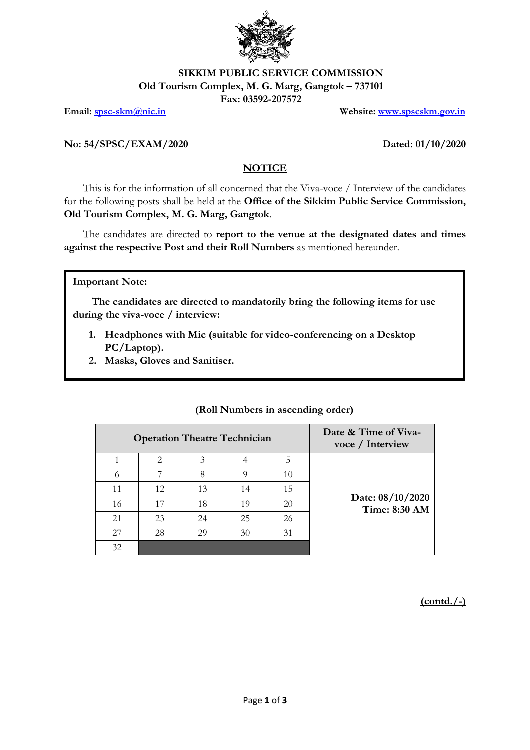**SIKKIM PUBLIC SERVICE COMMISSION**
**Old Tourism Complex, M. G. Marg, Gangtok – 737101**
**Fax: 03592-207572**

**Email:** spsc-skm@nic.in **Website:** www.spscskm.gov.in

**No: 54/SPSC/EXAM/2020** **Dated: 01/10/2020**

## NOTICE

This is for the information of all concerned that the Viva-voce / Interview of the candidates for the following posts shall be held at the **Office of the Sikkim Public Service Commission, Old Tourism Complex, M. G. Marg, Gangtok**.

The candidates are directed to **report to the venue at the designated dates and times against the respective Post and their Roll Numbers** as mentioned hereunder.

**Important Note:**

**The candidates are directed to mandatorily bring the following items for use during the viva-voce / interview:**

1. **Headphones with Mic (suitable for video-conferencing on a Desktop PC/Laptop).**
2. **Masks, Gloves and Sanitiser.**

**(Roll Numbers in ascending order)**

| Operation Theatre Technician | | | | | Date & Time of Viva-voce / Interview |
|---|---|---|---|---|---|
| 1 | 2 | 3 | 4 | 5 | Date: 08/10/2020 Time: 8:30 AM |
| 6 | 7 | 8 | 9 | 10 | |
| 11 | 12 | 13 | 14 | 15 | |
| 16 | 17 | 18 | 19 | 20 | |
| 21 | 23 | 24 | 25 | 26 | |
| 27 | 28 | 29 | 30 | 31 | |
| 32 | | | | | |

**(contd./-)**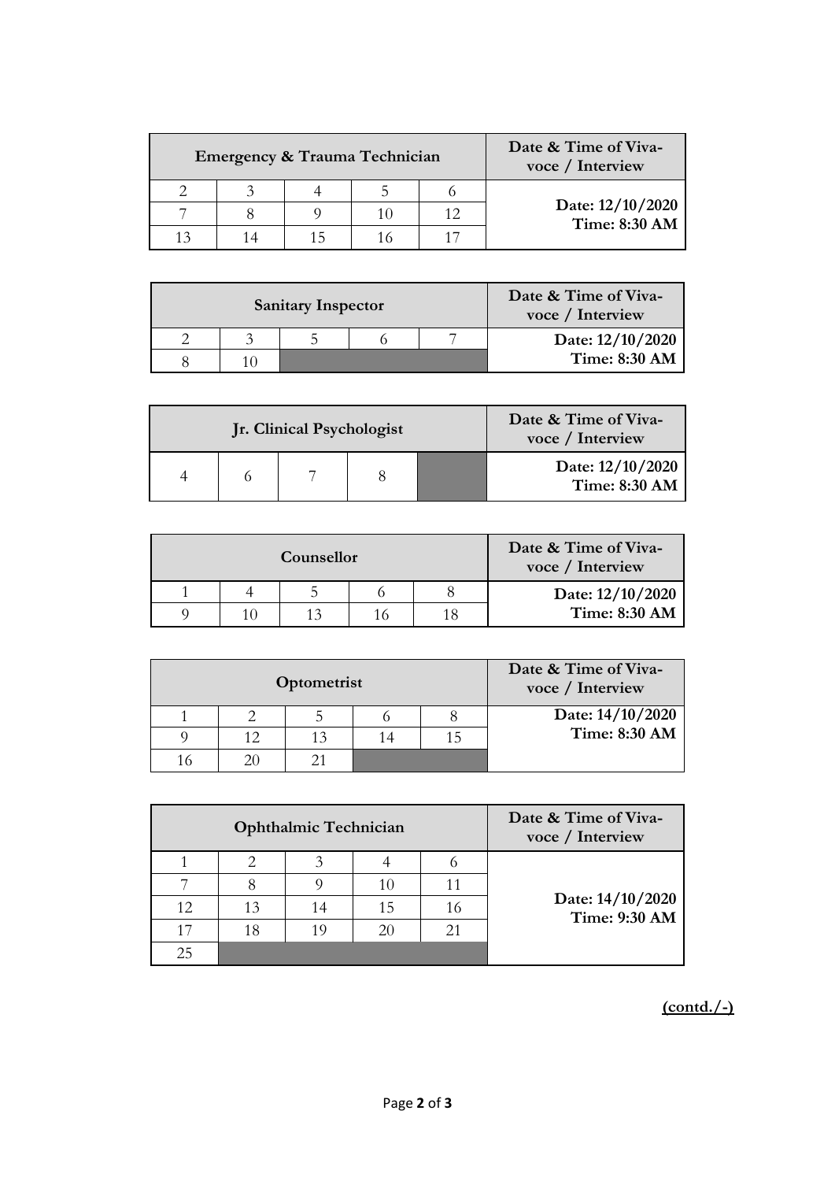| Emergency & Trauma Technician | | | | | Date & Time of Viva-voce / Interview |
|---|---|---|---|---|---|
| 2 | 3 | 4 | 5 | 6 | Date: 12/10/2020<br>Time: 8:30 AM |
| 7 | 8 | 9 | 10 | 12 | |
| 13 | 14 | 15 | 16 | 17 | |

| Sanitary Inspector | | | | | Date & Time of Viva-voce / Interview |
|---|---|---|---|---|---|
| 2 | 3 | 5 | 6 | 7 | Date: 12/10/2020<br>Time: 8:30 AM |
| 8 | 10 | | | | |

| Jr. Clinical Psychologist | | | | | Date & Time of Viva-voce / Interview |
|---|---|---|---|---|---|
| 4 | 6 | 7 | 8 | | Date: 12/10/2020<br>Time: 8:30 AM |

| Counsellor | | | | | Date & Time of Viva-voce / Interview |
|---|---|---|---|---|---|
| 1 | 4 | 5 | 6 | 8 | Date: 12/10/2020<br>Time: 8:30 AM |
| 9 | 10 | 13 | 16 | 18 | |

| Optometrist | | | | | Date & Time of Viva-voce / Interview |
|---|---|---|---|---|---|
| 1 | 2 | 5 | 6 | 8 | Date: 14/10/2020<br>Time: 8:30 AM |
| 9 | 12 | 13 | 14 | 15 | |
| 16 | 20 | 21 | | | |

| Ophthalmic Technician | | | | | Date & Time of Viva-voce / Interview |
|---|---|---|---|---|---|
| 1 | 2 | 3 | 4 | 6 | Date: 14/10/2020<br>Time: 9:30 AM |
| 7 | 8 | 9 | 10 | 11 | |
| 12 | 13 | 14 | 15 | 16 | |
| 17 | 18 | 19 | 20 | 21 | |
| 25 | | | | | |

**(contd./-)**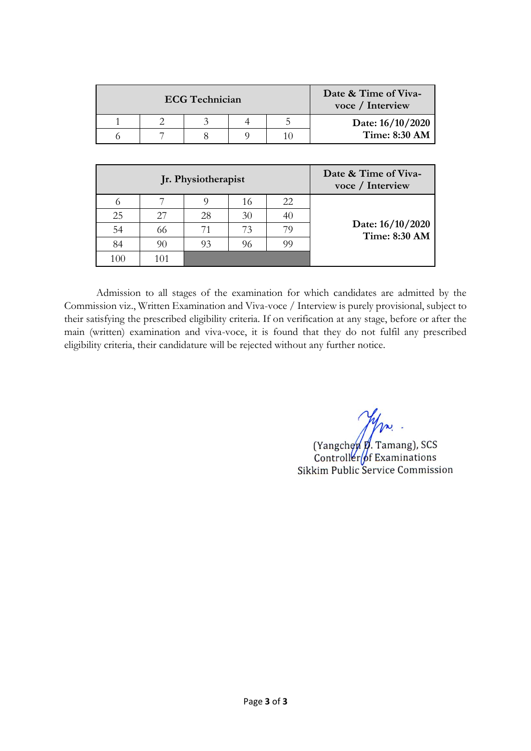| ECG Technician | | | | | Date & Time of Viva-voce / Interview |
|---|---|---|---|---|---|
| 1 | 2 | 3 | 4 | 5 | **Date: 16/10/2020 Time: 8:30 AM** |
| 6 | 7 | 8 | 9 | 10 | |

| Jr. Physiotherapist | | | | | Date & Time of Viva-voce / Interview |
|---|---|---|---|---|---|
| 6 | 7 | 9 | 16 | 22 | **Date: 16/10/2020 Time: 8:30 AM** |
| 25 | 27 | 28 | 30 | 40 | |
| 54 | 66 | 71 | 73 | 79 | |
| 84 | 90 | 93 | 96 | 99 | |
| 100 | 101 | | | | |

Admission to all stages of the examination for which candidates are admitted by the Commission viz., Written Examination and Viva-voce / Interview is purely provisional, subject to their satisfying the prescribed eligibility criteria. If on verification at any stage, before or after the main (written) examination and viva-voce, it is found that they do not fulfil any prescribed eligibility criteria, their candidature will be rejected without any further notice.

(Yangchen D. Tamang), SCS
Controller of Examinations
Sikkim Public Service Commission